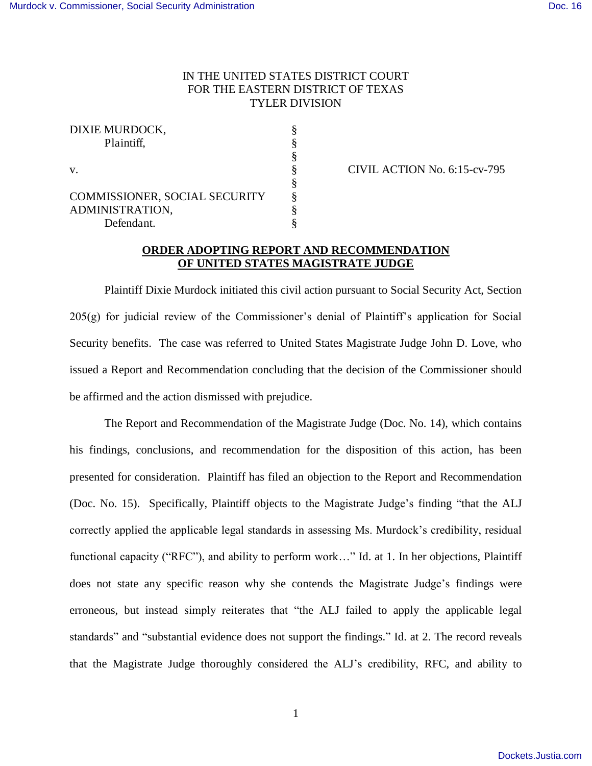IN THE UNITED STATES DISTRICT COURT
FOR THE EASTERN DISTRICT OF TEXAS
TYLER DIVISION

| | | |
|---|---|---|
| DIXIE MURDOCK, Plaintiff, | § | |
| | § | |
| v. | § | CIVIL ACTION No. 6:15-cv-795 |
| | § | |
| COMMISSIONER, SOCIAL SECURITY ADMINISTRATION, Defendant. | § | |

**ORDER ADOPTING REPORT AND RECOMMENDATION OF UNITED STATES MAGISTRATE JUDGE**

Plaintiff Dixie Murdock initiated this civil action pursuant to Social Security Act, Section 205(g) for judicial review of the Commissioner's denial of Plaintiff's application for Social Security benefits. The case was referred to United States Magistrate Judge John D. Love, who issued a Report and Recommendation concluding that the decision of the Commissioner should be affirmed and the action dismissed with prejudice.

The Report and Recommendation of the Magistrate Judge (Doc. No. 14), which contains his findings, conclusions, and recommendation for the disposition of this action, has been presented for consideration. Plaintiff has filed an objection to the Report and Recommendation (Doc. No. 15). Specifically, Plaintiff objects to the Magistrate Judge's finding "that the ALJ correctly applied the applicable legal standards in assessing Ms. Murdock's credibility, residual functional capacity ("RFC"), and ability to perform work…" Id. at 1. In her objections, Plaintiff does not state any specific reason why she contends the Magistrate Judge's findings were erroneous, but instead simply reiterates that "the ALJ failed to apply the applicable legal standards" and "substantial evidence does not support the findings." Id. at 2. The record reveals that the Magistrate Judge thoroughly considered the ALJ's credibility, RFC, and ability to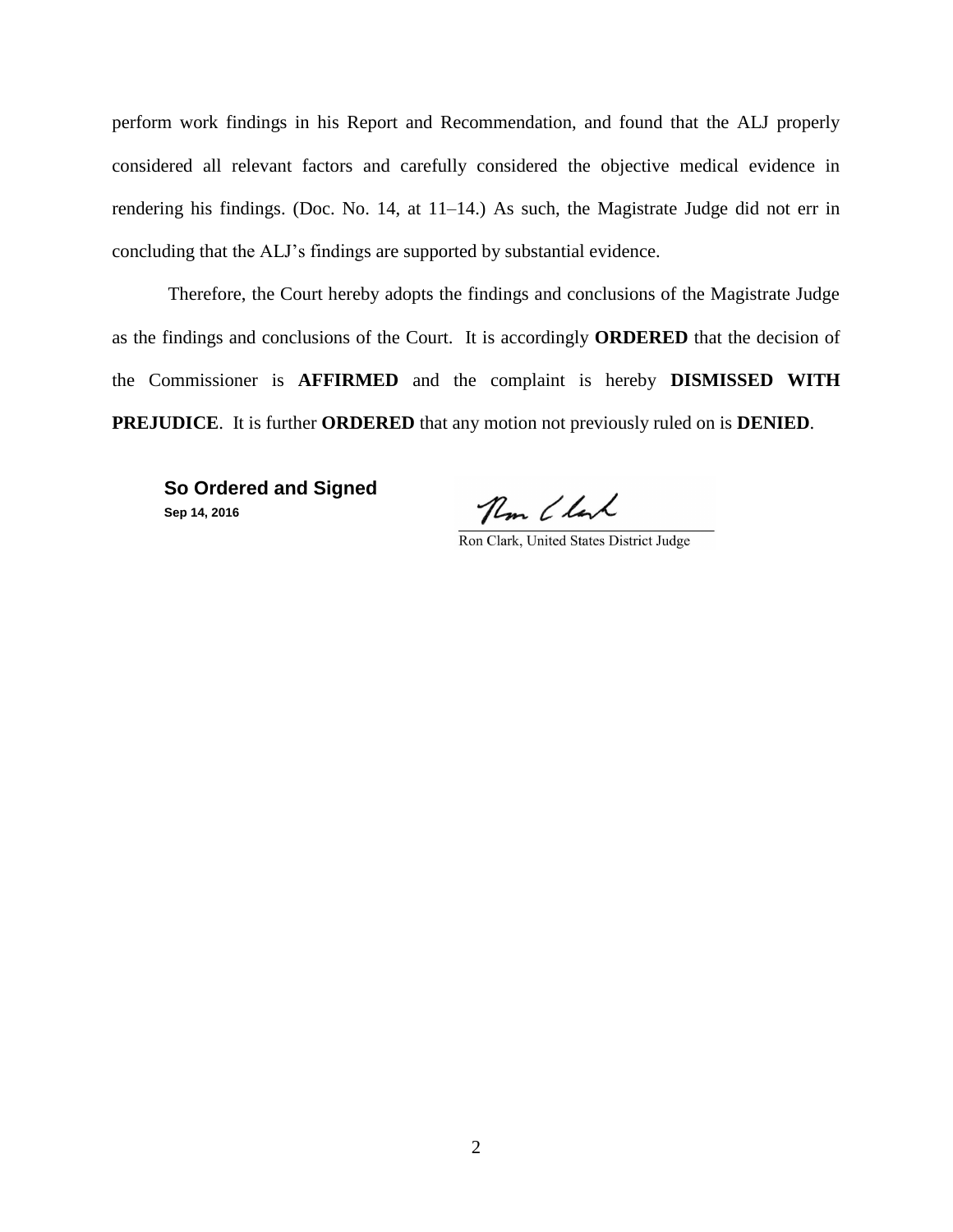perform work findings in his Report and Recommendation, and found that the ALJ properly considered all relevant factors and carefully considered the objective medical evidence in rendering his findings. (Doc. No. 14, at 11–14.) As such, the Magistrate Judge did not err in concluding that the ALJ's findings are supported by substantial evidence.

Therefore, the Court hereby adopts the findings and conclusions of the Magistrate Judge as the findings and conclusions of the Court. It is accordingly **ORDERED** that the decision of the Commissioner is **AFFIRMED** and the complaint is hereby **DISMISSED WITH PREJUDICE**. It is further **ORDERED** that any motion not previously ruled on is **DENIED**.

**So Ordered and Signed**
**Sep 14, 2016**

Ron Clark, United States District Judge